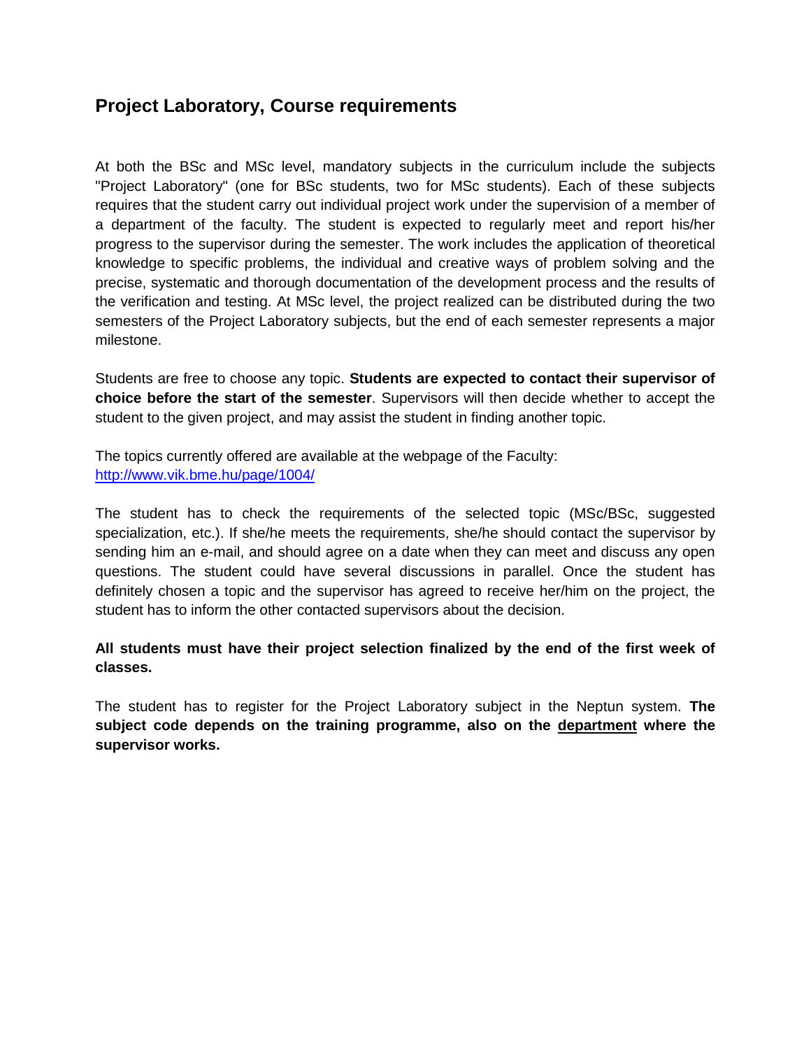## Project Laboratory, Course requirements

At both the BSc and MSc level, mandatory subjects in the curriculum include the subjects "Project Laboratory" (one for BSc students, two for MSc students). Each of these subjects requires that the student carry out individual project work under the supervision of a member of a department of the faculty. The student is expected to regularly meet and report his/her progress to the supervisor during the semester. The work includes the application of theoretical knowledge to specific problems, the individual and creative ways of problem solving and the precise, systematic and thorough documentation of the development process and the results of the verification and testing. At MSc level, the project realized can be distributed during the two semesters of the Project Laboratory subjects, but the end of each semester represents a major milestone.

Students are free to choose any topic. **Students are expected to contact their supervisor of choice before the start of the semester**. Supervisors will then decide whether to accept the student to the given project, and may assist the student in finding another topic.

The topics currently offered are available at the webpage of the Faculty:
[http://www.vik.bme.hu/page/1004/](http://www.vik.bme.hu/page/1004/)

The student has to check the requirements of the selected topic (MSc/BSc, suggested specialization, etc.). If she/he meets the requirements, she/he should contact the supervisor by sending him an e-mail, and should agree on a date when they can meet and discuss any open questions. The student could have several discussions in parallel. Once the student has definitely chosen a topic and the supervisor has agreed to receive her/him on the project, the student has to inform the other contacted supervisors about the decision.

**All students must have their project selection finalized by the end of the first week of classes.**

The student has to register for the Project Laboratory subject in the Neptun system. **The subject code depends on the training programme, also on the department where the supervisor works.**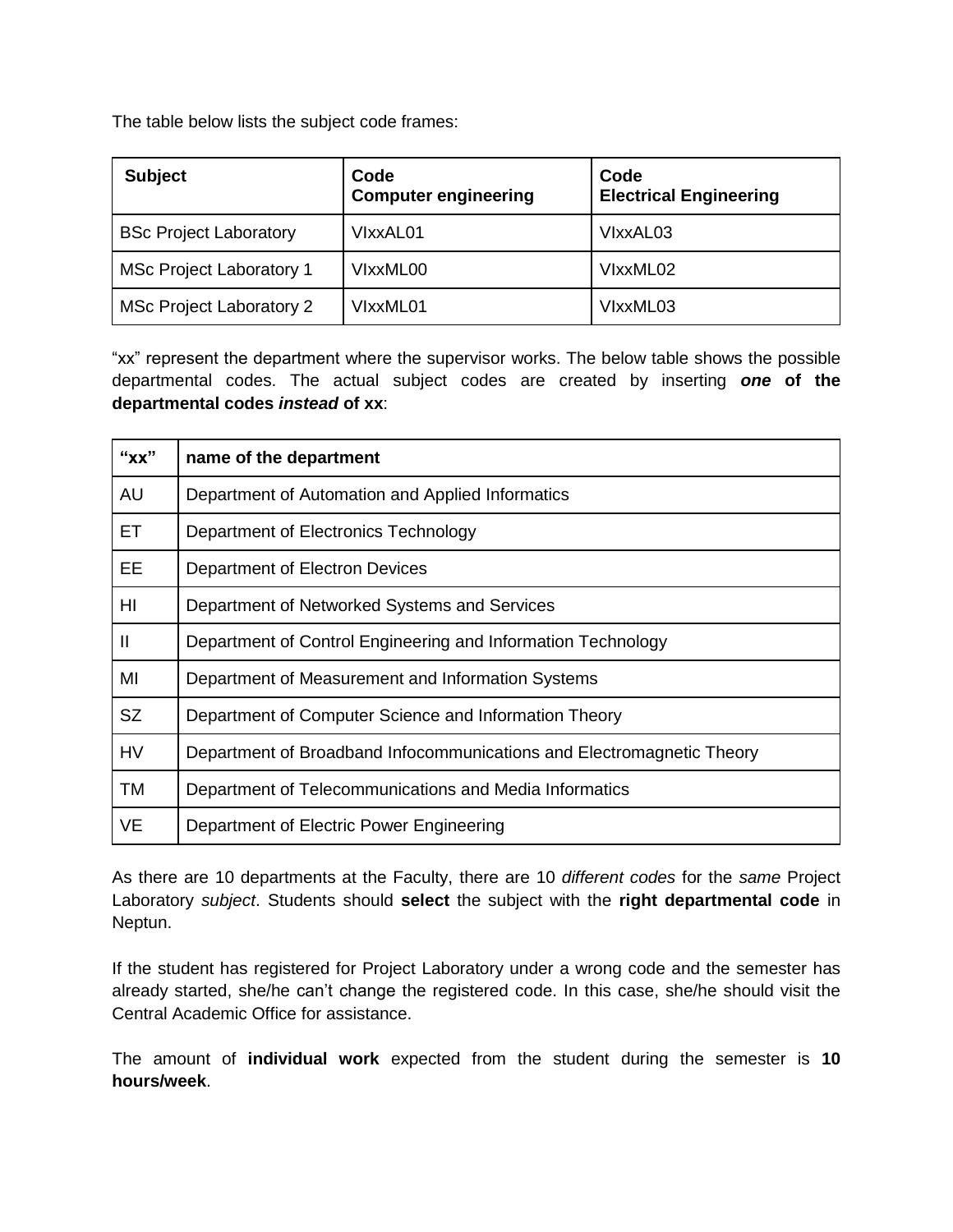The table below lists the subject code frames:

| Subject | Code<br>Computer engineering | Code<br>Electrical Engineering |
|---|---|---|
| BSc Project Laboratory | VIxxAL01 | VIxxAL03 |
| MSc Project Laboratory 1 | VIxxML00 | VIxxML02 |
| MSc Project Laboratory 2 | VIxxML01 | VIxxML03 |

"xx" represent the department where the supervisor works. The below table shows the possible departmental codes. The actual subject codes are created by inserting ***one* of the departmental codes *instead* of xx**:

| "xx" | name of the department |
|---|---|
| AU | Department of Automation and Applied Informatics |
| ET | Department of Electronics Technology |
| EE | Department of Electron Devices |
| HI | Department of Networked Systems and Services |
| II | Department of Control Engineering and Information Technology |
| MI | Department of Measurement and Information Systems |
| SZ | Department of Computer Science and Information Theory |
| HV | Department of Broadband Infocommunications and Electromagnetic Theory |
| TM | Department of Telecommunications and Media Informatics |
| VE | Department of Electric Power Engineering |

As there are 10 departments at the Faculty, there are 10 *different codes* for the *same* Project Laboratory *subject*. Students should **select** the subject with the **right departmental code** in Neptun.

If the student has registered for Project Laboratory under a wrong code and the semester has already started, she/he can't change the registered code. In this case, she/he should visit the Central Academic Office for assistance.

The amount of **individual work** expected from the student during the semester is **10 hours/week**.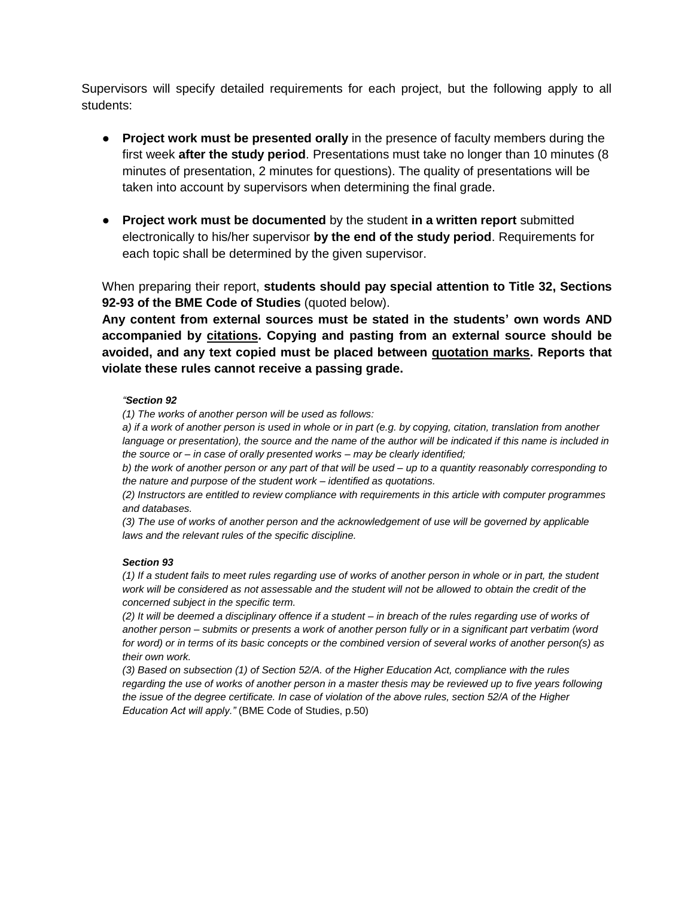Supervisors will specify detailed requirements for each project, but the following apply to all students:

- **Project work must be presented orally** in the presence of faculty members during the first week **after the study period**. Presentations must take no longer than 10 minutes (8 minutes of presentation, 2 minutes for questions). The quality of presentations will be taken into account by supervisors when determining the final grade.

- **Project work must be documented** by the student **in a written report** submitted electronically to his/her supervisor **by the end of the study period**. Requirements for each topic shall be determined by the given supervisor.

When preparing their report, **students should pay special attention to Title 32, Sections 92-93 of the BME Code of Studies** (quoted below).

**Any content from external sources must be stated in the students' own words AND accompanied by <u>citations</u>. Copying and pasting from an external source should be avoided, and any text copied must be placed between <u>quotation marks</u>. Reports that violate these rules cannot receive a passing grade.**

*"**Section 92***

*(1) The works of another person will be used as follows:*

*a) if a work of another person is used in whole or in part (e.g. by copying, citation, translation from another language or presentation), the source and the name of the author will be indicated if this name is included in the source or – in case of orally presented works – may be clearly identified;*

*b) the work of another person or any part of that will be used – up to a quantity reasonably corresponding to the nature and purpose of the student work – identified as quotations.*

*(2) Instructors are entitled to review compliance with requirements in this article with computer programmes and databases.*

*(3) The use of works of another person and the acknowledgement of use will be governed by applicable laws and the relevant rules of the specific discipline.*

***Section 93***

*(1) If a student fails to meet rules regarding use of works of another person in whole or in part, the student work will be considered as not assessable and the student will not be allowed to obtain the credit of the concerned subject in the specific term.*

*(2) It will be deemed a disciplinary offence if a student – in breach of the rules regarding use of works of another person – submits or presents a work of another person fully or in a significant part verbatim (word for word) or in terms of its basic concepts or the combined version of several works of another person(s) as their own work.*

*(3) Based on subsection (1) of Section 52/A. of the Higher Education Act, compliance with the rules regarding the use of works of another person in a master thesis may be reviewed up to five years following the issue of the degree certificate. In case of violation of the above rules, section 52/A of the Higher Education Act will apply."* (BME Code of Studies, p.50)